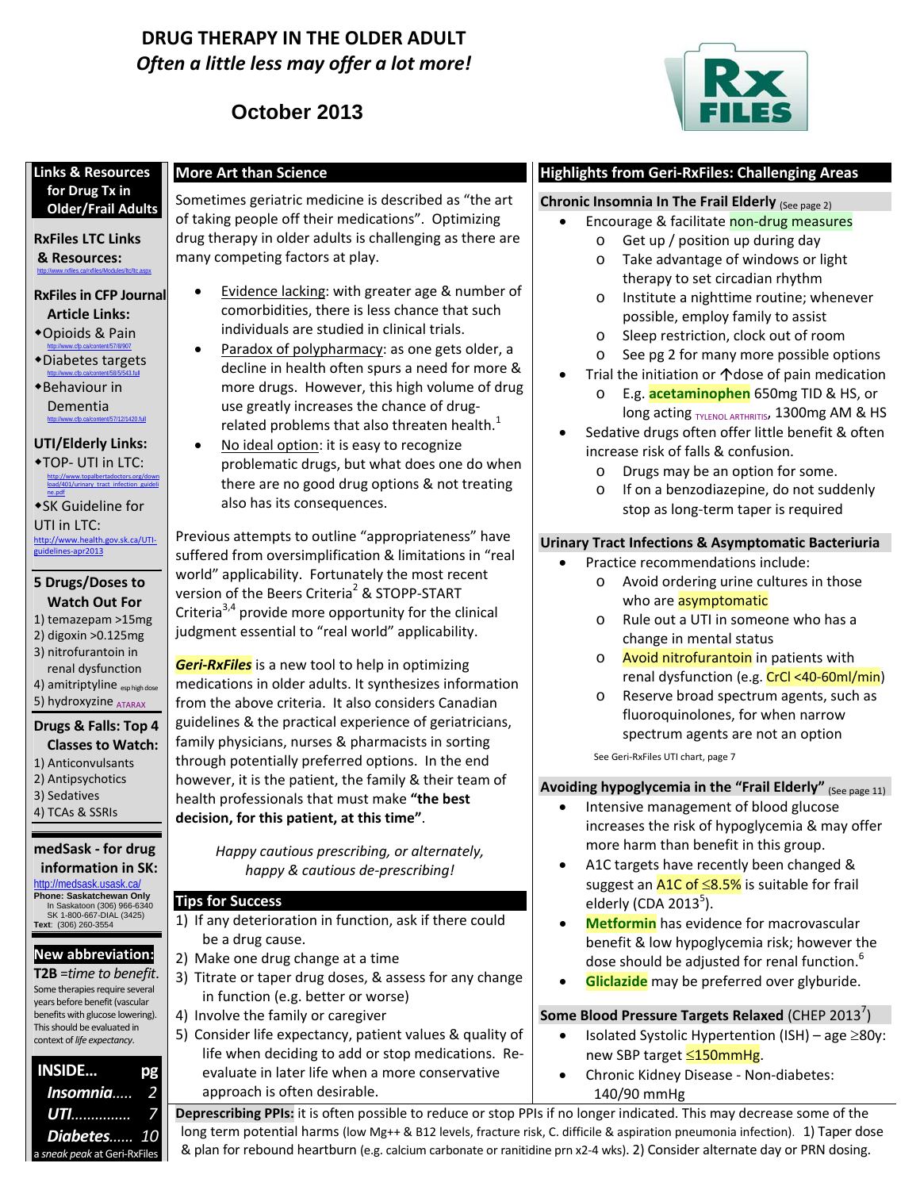# DRUG THERAPY IN THE OLDER ADULT

*Often a little less may offer a lot more!*

## October 2013

## Links & Resources for Drug Tx in Older/Frail Adults

**RxFiles LTC Links & Resources:**
http://www.rxfiles.ca/rxfiles/Modules/ltc/ltc.aspx

**RxFiles in CFP Journal Article Links:**

- Opioids & Pain http://www.cfp.ca/content/57/8/907
- Diabetes targets http://www.cfp.ca/content/58/5/543.full
- Behaviour in Dementia http://www.cfp.ca/content/57/12/1420.full

**UTI/Elderly Links:**

- TOP- UTI in LTC: http://www.topalbertadoctors.org/download/401/urinary_tract_infection_guideline.pdf
- SK Guideline for UTI in LTC: http://www.health.gov.sk.ca/UTI-guidelines-apr2013

**5 Drugs/Doses to Watch Out For**

1) temazepam >15mg
2) digoxin >0.125mg
3) nitrofurantoin in renal dysfunction
4) amitriptyline esp high dose
5) hydroxyzine ATARAX

**Drugs & Falls: Top 4 Classes to Watch:**

1) Anticonvulsants
2) Antipsychotics
3) Sedatives
4) TCAs & SSRIs

**medSask - for drug information in SK:**
http://medsask.usask.ca/
**Phone: Saskatchewan Only**
In Saskatoon (306) 966-6340
SK 1-800-667-DIAL (3425)
**Text**: (306) 260-3554

**New abbreviation:**
**T2B** =*time to benefit.*
Some therapies require several years before benefit (vascular benefits with glucose lowering). This should be evaluated in context of *life expectancy*.

**INSIDE... pg**
*Insomnia..... 2*
*UTI.............. 7*
*Diabetes...... 10*
a *sneak peak* at Geri-RxFiles

## More Art than Science

Sometimes geriatric medicine is described as "the art of taking people off their medications". Optimizing drug therapy in older adults is challenging as there are many competing factors at play.

- Evidence lacking: with greater age & number of comorbidities, there is less chance that such individuals are studied in clinical trials.
- Paradox of polypharmacy: as one gets older, a decline in health often spurs a need for more & more drugs. However, this high volume of drug use greatly increases the chance of drug-related problems that also threaten health.[1]
- No ideal option: it is easy to recognize problematic drugs, but what does one do when there are no good drug options & not treating also has its consequences.

Previous attempts to outline "appropriateness" have suffered from oversimplification & limitations in "real world" applicability. Fortunately the most recent version of the Beers Criteria[2] & STOPP-START Criteria[3,4] provide more opportunity for the clinical judgment essential to "real world" applicability.

***Geri-RxFiles*** is a new tool to help in optimizing medications in older adults. It synthesizes information from the above criteria. It also considers Canadian guidelines & the practical experience of geriatricians, family physicians, nurses & pharmacists in sorting through potentially preferred options. In the end however, it is the patient, the family & their team of health professionals that must make **"the best decision, for this patient, at this time"**.

*Happy cautious prescribing, or alternatively, happy & cautious de-prescribing!*

## Tips for Success

1) If any deterioration in function, ask if there could be a drug cause.
2) Make one drug change at a time
3) Titrate or taper drug doses, & assess for any change in function (e.g. better or worse)
4) Involve the family or caregiver
5) Consider life expectancy, patient values & quality of life when deciding to add or stop medications. Re-evaluate in later life when a more conservative approach is often desirable.

## Highlights from Geri-RxFiles: Challenging Areas

### Chronic Insomnia In The Frail Elderly (See page 2)

- Encourage & facilitate non-drug measures
  - Get up / position up during day
  - Take advantage of windows or light therapy to set circadian rhythm
  - Institute a nighttime routine; whenever possible, employ family to assist
  - Sleep restriction, clock out of room
  - See pg 2 for many more possible options
- Trial the initiation or ↑dose of pain medication
  - E.g. **acetaminophen** 650mg TID & HS, or long acting TYLENOL ARTHRITIS, 1300mg AM & HS
- Sedative drugs often offer little benefit & often increase risk of falls & confusion.
  - Drugs may be an option for some.
  - If on a benzodiazepine, do not suddenly stop as long-term taper is required

### Urinary Tract Infections & Asymptomatic Bacteriuria

- Practice recommendations include:
  - Avoid ordering urine cultures in those who are asymptomatic
  - Rule out a UTI in someone who has a change in mental status
  - Avoid nitrofurantoin in patients with renal dysfunction (e.g. CrCl <40-60ml/min)
  - Reserve broad spectrum agents, such as fluoroquinolones, for when narrow spectrum agents are not an option

See Geri-RxFiles UTI chart, page 7

### Avoiding hypoglycemia in the "Frail Elderly" (See page 11)

- Intensive management of blood glucose increases the risk of hypoglycemia & may offer more harm than benefit in this group.
- A1C targets have recently been changed & suggest an A1C of ≤8.5% is suitable for frail elderly (CDA 2013[5]).
- **Metformin** has evidence for macrovascular benefit & low hypoglycemia risk; however the dose should be adjusted for renal function.[6]
- **Gliclazide** may be preferred over glyburide.

### Some Blood Pressure Targets Relaxed (CHEP 2013[7])

- Isolated Systolic Hypertention (ISH) – age ≥80y: new SBP target ≤150mmHg.
- Chronic Kidney Disease - Non-diabetes: 140/90 mmHg

**Deprescribing PPIs:** it is often possible to reduce or stop PPIs if no longer indicated. This may decrease some of the long term potential harms (low Mg++ & B12 levels, fracture risk, C. difficile & aspiration pneumonia infection). 1) Taper dose & plan for rebound heartburn (e.g. calcium carbonate or ranitidine prn x2-4 wks). 2) Consider alternate day or PRN dosing.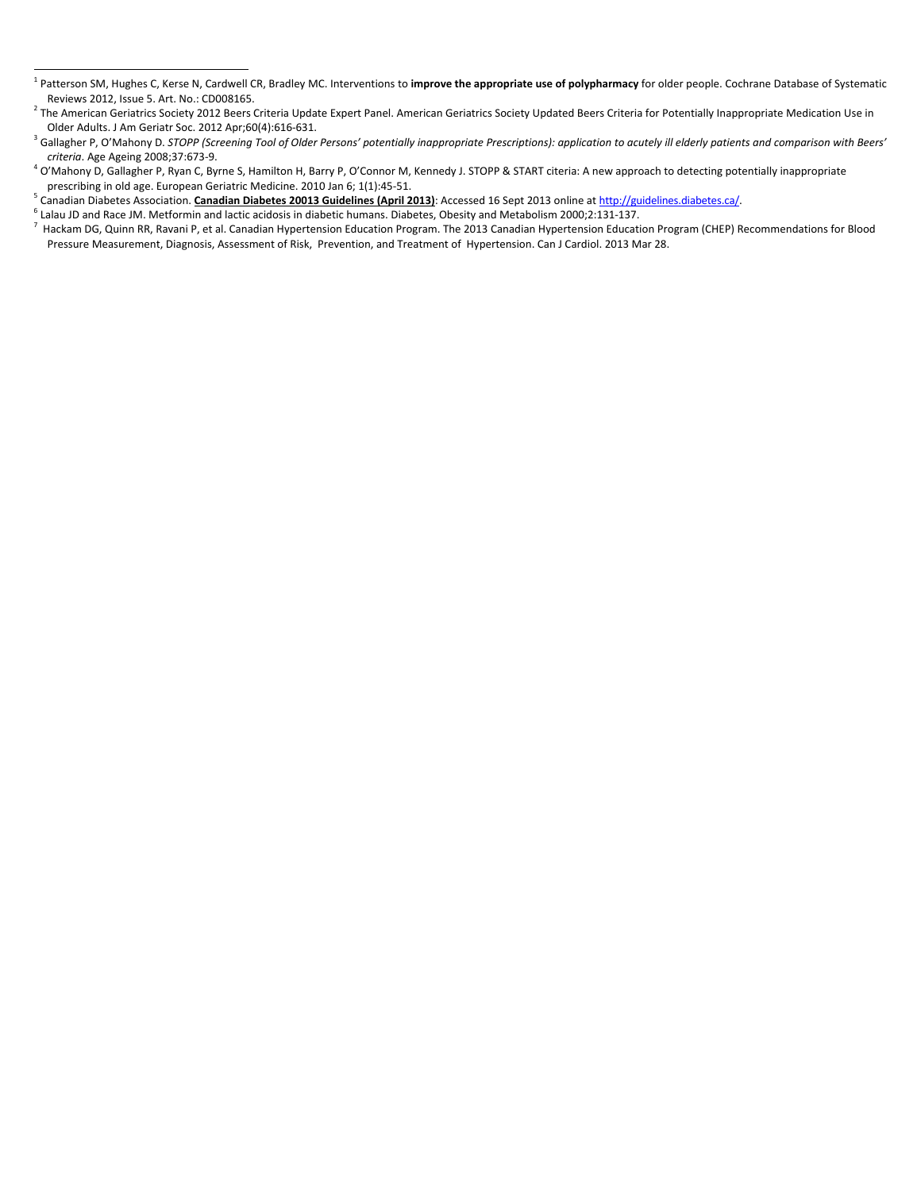[1] Patterson SM, Hughes C, Kerse N, Cardwell CR, Bradley MC. Interventions to **improve the appropriate use of polypharmacy** for older people. Cochrane Database of Systematic Reviews 2012, Issue 5. Art. No.: CD008165.

[2] The American Geriatrics Society 2012 Beers Criteria Update Expert Panel. American Geriatrics Society Updated Beers Criteria for Potentially Inappropriate Medication Use in Older Adults. J Am Geriatr Soc. 2012 Apr;60(4):616-631.

[3] Gallagher P, O'Mahony D. *STOPP (Screening Tool of Older Persons' potentially inappropriate Prescriptions): application to acutely ill elderly patients and comparison with Beers' criteria*. Age Ageing 2008;37:673-9.

[4] O'Mahony D, Gallagher P, Ryan C, Byrne S, Hamilton H, Barry P, O'Connor M, Kennedy J. STOPP & START citeria: A new approach to detecting potentially inappropriate prescribing in old age. European Geriatric Medicine. 2010 Jan 6; 1(1):45-51.

[5] Canadian Diabetes Association. **Canadian Diabetes 20013 Guidelines (April 2013)**: Accessed 16 Sept 2013 online at http://guidelines.diabetes.ca/.

[6] Lalau JD and Race JM. Metformin and lactic acidosis in diabetic humans. Diabetes, Obesity and Metabolism 2000;2:131-137.

[7] Hackam DG, Quinn RR, Ravani P, et al. Canadian Hypertension Education Program. The 2013 Canadian Hypertension Education Program (CHEP) Recommendations for Blood Pressure Measurement, Diagnosis, Assessment of Risk, Prevention, and Treatment of Hypertension. Can J Cardiol. 2013 Mar 28.